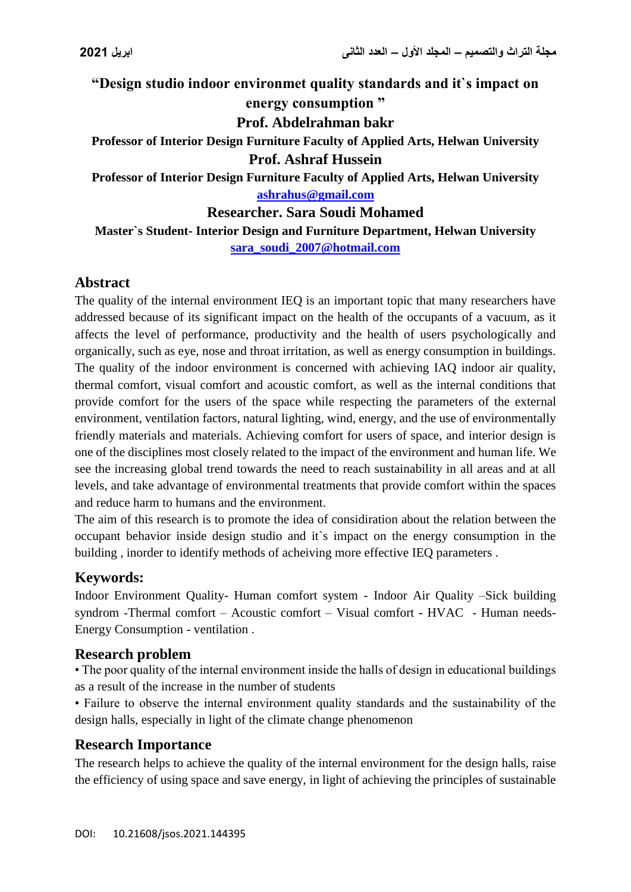# "Design studio indoor environmet quality standards and it`s impact on energy consumption "

**Prof. Abdelrahman bakr**

**Professor of Interior Design Furniture Faculty of Applied Arts, Helwan University**

**Prof. Ashraf Hussein**

**Professor of Interior Design Furniture Faculty of Applied Arts, Helwan University**

**ashrahus@gmail.com**

**Researcher. Sara Soudi Mohamed**

**Master`s Student- Interior Design and Furniture Department, Helwan University**

**sara_soudi_2007@hotmail.com**

## Abstract

The quality of the internal environment IEQ is an important topic that many researchers have addressed because of its significant impact on the health of the occupants of a vacuum, as it affects the level of performance, productivity and the health of users psychologically and organically, such as eye, nose and throat irritation, as well as energy consumption in buildings. The quality of the indoor environment is concerned with achieving IAQ indoor air quality, thermal comfort, visual comfort and acoustic comfort, as well as the internal conditions that provide comfort for the users of the space while respecting the parameters of the external environment, ventilation factors, natural lighting, wind, energy, and the use of environmentally friendly materials and materials. Achieving comfort for users of space, and interior design is one of the disciplines most closely related to the impact of the environment and human life. We see the increasing global trend towards the need to reach sustainability in all areas and at all levels, and take advantage of environmental treatments that provide comfort within the spaces and reduce harm to humans and the environment.

The aim of this research is to promote the idea of considiration about the relation between the occupant behavior inside design studio and it`s impact on the energy consumption in the building , inorder to identify methods of acheiving more effective IEQ parameters .

## Keywords:

Indoor Environment Quality- Human comfort system - Indoor Air Quality –Sick building syndrom -Thermal comfort – Acoustic comfort – Visual comfort - HVAC - Human needs- Energy Consumption - ventilation .

## Research problem

• The poor quality of the internal environment inside the halls of design in educational buildings as a result of the increase in the number of students

• Failure to observe the internal environment quality standards and the sustainability of the design halls, especially in light of the climate change phenomenon

## Research Importance

The research helps to achieve the quality of the internal environment for the design halls, raise the efficiency of using space and save energy, in light of achieving the principles of sustainable

DOI: 10.21608/jsos.2021.144395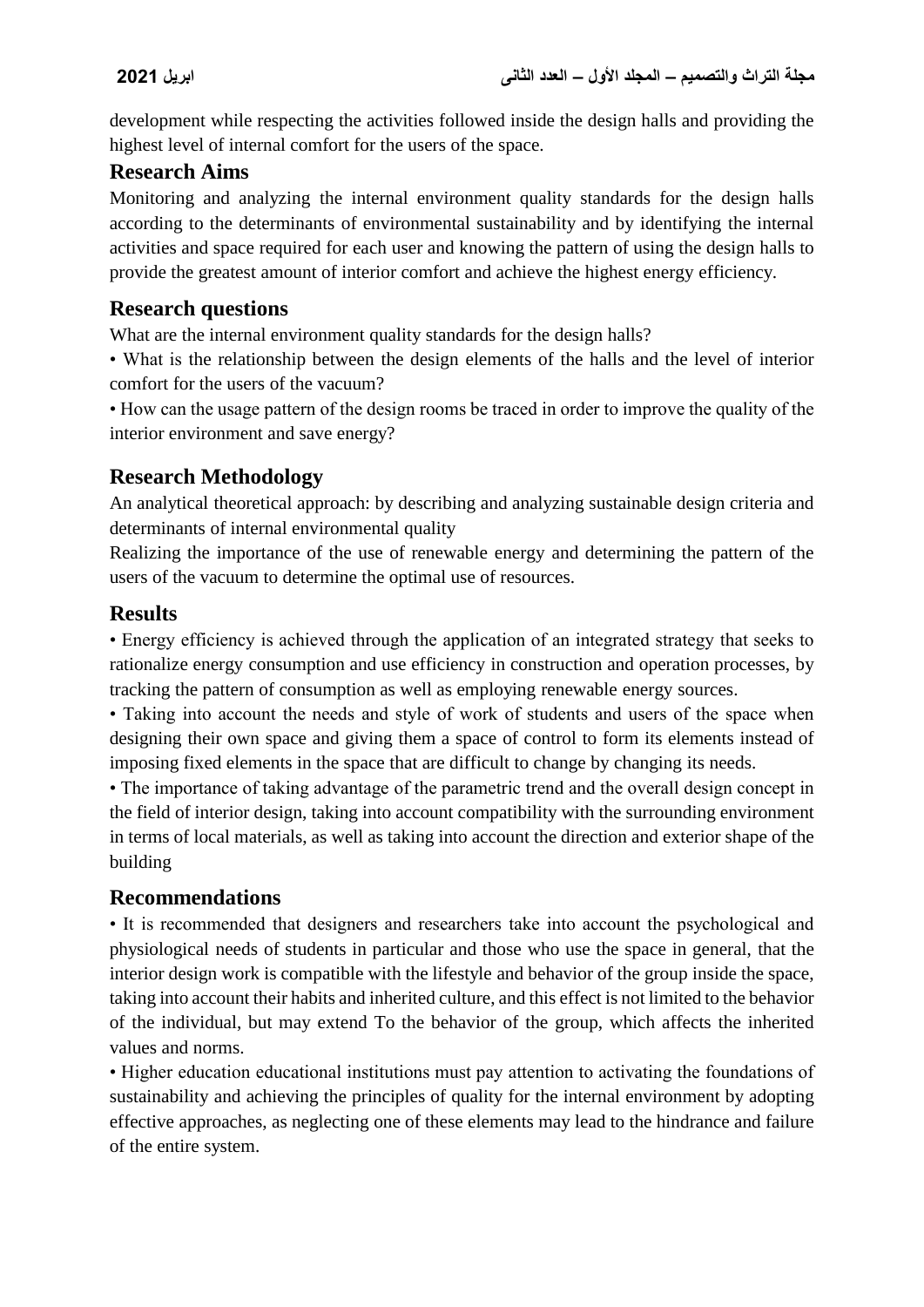development while respecting the activities followed inside the design halls and providing the highest level of internal comfort for the users of the space.

## Research Aims

Monitoring and analyzing the internal environment quality standards for the design halls according to the determinants of environmental sustainability and by identifying the internal activities and space required for each user and knowing the pattern of using the design halls to provide the greatest amount of interior comfort and achieve the highest energy efficiency.

## Research questions

What are the internal environment quality standards for the design halls?

• What is the relationship between the design elements of the halls and the level of interior comfort for the users of the vacuum?

• How can the usage pattern of the design rooms be traced in order to improve the quality of the interior environment and save energy?

## Research Methodology

An analytical theoretical approach: by describing and analyzing sustainable design criteria and determinants of internal environmental quality

Realizing the importance of the use of renewable energy and determining the pattern of the users of the vacuum to determine the optimal use of resources.

## Results

• Energy efficiency is achieved through the application of an integrated strategy that seeks to rationalize energy consumption and use efficiency in construction and operation processes, by tracking the pattern of consumption as well as employing renewable energy sources.

• Taking into account the needs and style of work of students and users of the space when designing their own space and giving them a space of control to form its elements instead of imposing fixed elements in the space that are difficult to change by changing its needs.

• The importance of taking advantage of the parametric trend and the overall design concept in the field of interior design, taking into account compatibility with the surrounding environment in terms of local materials, as well as taking into account the direction and exterior shape of the building

## Recommendations

• It is recommended that designers and researchers take into account the psychological and physiological needs of students in particular and those who use the space in general, that the interior design work is compatible with the lifestyle and behavior of the group inside the space, taking into account their habits and inherited culture, and this effect is not limited to the behavior of the individual, but may extend To the behavior of the group, which affects the inherited values and norms.

• Higher education educational institutions must pay attention to activating the foundations of sustainability and achieving the principles of quality for the internal environment by adopting effective approaches, as neglecting one of these elements may lead to the hindrance and failure of the entire system.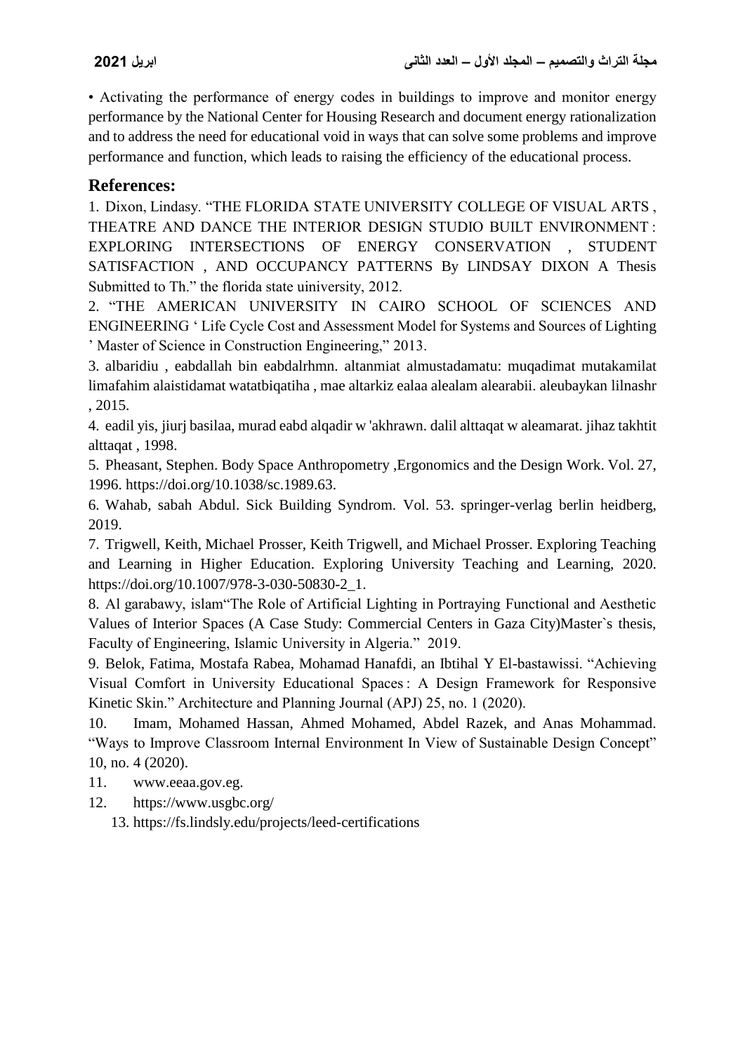• Activating the performance of energy codes in buildings to improve and monitor energy performance by the National Center for Housing Research and document energy rationalization and to address the need for educational void in ways that can solve some problems and improve performance and function, which leads to raising the efficiency of the educational process.

## References:

1. Dixon, Lindasy. "THE FLORIDA STATE UNIVERSITY COLLEGE OF VISUAL ARTS , THEATRE AND DANCE THE INTERIOR DESIGN STUDIO BUILT ENVIRONMENT : EXPLORING INTERSECTIONS OF ENERGY CONSERVATION , STUDENT SATISFACTION , AND OCCUPANCY PATTERNS By LINDSAY DIXON A Thesis Submitted to Th." the florida state uiniversity, 2012.
2. "THE AMERICAN UNIVERSITY IN CAIRO SCHOOL OF SCIENCES AND ENGINEERING ' Life Cycle Cost and Assessment Model for Systems and Sources of Lighting ' Master of Science in Construction Engineering," 2013.
3. albaridiu , eabdallah bin eabdalrhmn. altanmiat almustadamatu: muqadimat mutakamilat limafahim alaistidamat watatbiqatiha , mae altarkiz ealaa alealam alearabii. aleubaykan lilnashr , 2015.
4. eadil yis, jiurj basilaa, murad eabd alqadir w 'akhrawn. dalil alttaqat w aleamarat. jihaz takhtit alttaqat , 1998.
5. Pheasant, Stephen. Body Space Anthropometry ,Ergonomics and the Design Work. Vol. 27, 1996. https://doi.org/10.1038/sc.1989.63.
6. Wahab, sabah Abdul. Sick Building Syndrom. Vol. 53. springer-verlag berlin heidberg, 2019.
7. Trigwell, Keith, Michael Prosser, Keith Trigwell, and Michael Prosser. Exploring Teaching and Learning in Higher Education. Exploring University Teaching and Learning, 2020. https://doi.org/10.1007/978-3-030-50830-2_1.
8. Al garabawy, islam"The Role of Artificial Lighting in Portraying Functional and Aesthetic Values of Interior Spaces (A Case Study: Commercial Centers in Gaza City)Master`s thesis, Faculty of Engineering, Islamic University in Algeria." 2019.
9. Belok, Fatima, Mostafa Rabea, Mohamad Hanafdi, an Ibtihal Y El-bastawissi. "Achieving Visual Comfort in University Educational Spaces : A Design Framework for Responsive Kinetic Skin." Architecture and Planning Journal (APJ) 25, no. 1 (2020).
10. Imam, Mohamed Hassan, Ahmed Mohamed, Abdel Razek, and Anas Mohammad. "Ways to Improve Classroom Internal Environment In View of Sustainable Design Concept" 10, no. 4 (2020).
11. www.eeaa.gov.eg.
12. https://www.usgbc.org/
13. https://fs.lindsly.edu/projects/leed-certifications